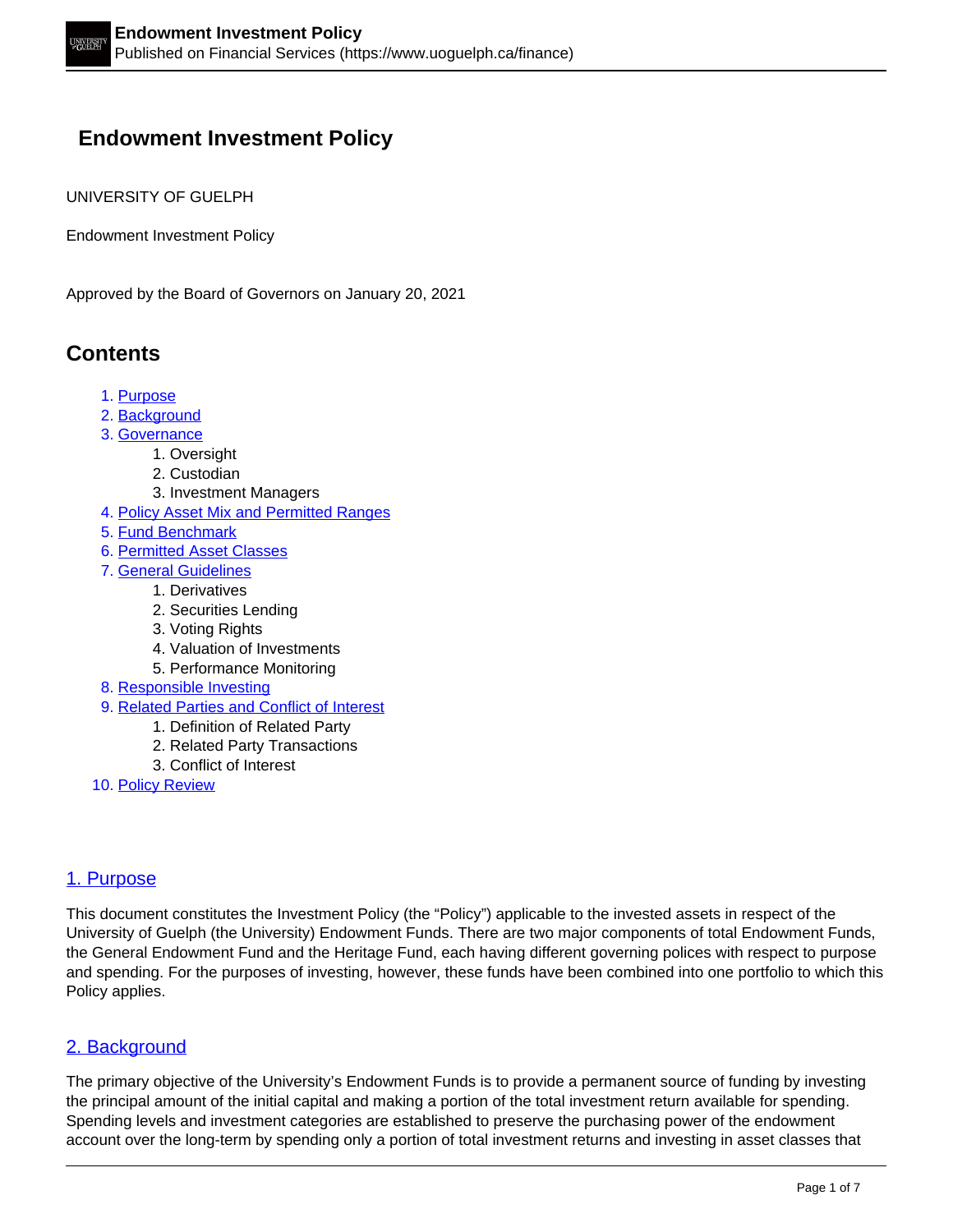# Endowment Investment Policy

UNIVERSITY OF GUELPH

Endowment Investment Policy

Approved by the Board of Governors on January 20, 2021

## Contents

1. Purpose
2. Background
3. Governance
    1. Oversight
    2. Custodian
    3. Investment Managers
4. Policy Asset Mix and Permitted Ranges
5. Fund Benchmark
6. Permitted Asset Classes
7. General Guidelines
    1. Derivatives
    2. Securities Lending
    3. Voting Rights
    4. Valuation of Investments
    5. Performance Monitoring
8. Responsible Investing
9. Related Parties and Conflict of Interest
    1. Definition of Related Party
    2. Related Party Transactions
    3. Conflict of Interest
10. Policy Review

## 1. Purpose

This document constitutes the Investment Policy (the "Policy") applicable to the invested assets in respect of the University of Guelph (the University) Endowment Funds. There are two major components of total Endowment Funds, the General Endowment Fund and the Heritage Fund, each having different governing polices with respect to purpose and spending. For the purposes of investing, however, these funds have been combined into one portfolio to which this Policy applies.

## 2. Background

The primary objective of the University's Endowment Funds is to provide a permanent source of funding by investing the principal amount of the initial capital and making a portion of the total investment return available for spending. Spending levels and investment categories are established to preserve the purchasing power of the endowment account over the long-term by spending only a portion of total investment returns and investing in asset classes that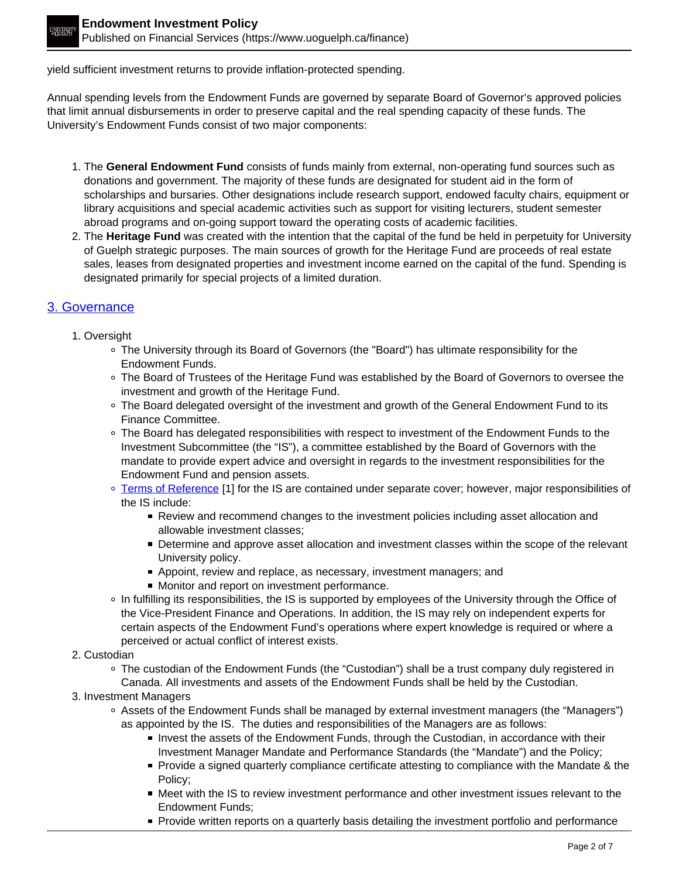yield sufficient investment returns to provide inflation-protected spending.

Annual spending levels from the Endowment Funds are governed by separate Board of Governor's approved policies that limit annual disbursements in order to preserve capital and the real spending capacity of these funds. The University's Endowment Funds consist of two major components:

1. The **General Endowment Fund** consists of funds mainly from external, non-operating fund sources such as donations and government. The majority of these funds are designated for student aid in the form of scholarships and bursaries. Other designations include research support, endowed faculty chairs, equipment or library acquisitions and special academic activities such as support for visiting lecturers, student semester abroad programs and on-going support toward the operating costs of academic facilities.
2. The **Heritage Fund** was created with the intention that the capital of the fund be held in perpetuity for University of Guelph strategic purposes. The main sources of growth for the Heritage Fund are proceeds of real estate sales, leases from designated properties and investment income earned on the capital of the fund. Spending is designated primarily for special projects of a limited duration.

## 3. Governance

1. Oversight
   - The University through its Board of Governors (the "Board") has ultimate responsibility for the Endowment Funds.
   - The Board of Trustees of the Heritage Fund was established by the Board of Governors to oversee the investment and growth of the Heritage Fund.
   - The Board delegated oversight of the investment and growth of the General Endowment Fund to its Finance Committee.
   - The Board has delegated responsibilities with respect to investment of the Endowment Funds to the Investment Subcommittee (the "IS"), a committee established by the Board of Governors with the mandate to provide expert advice and oversight in regards to the investment responsibilities for the Endowment Fund and pension assets.
   - Terms of Reference [1] for the IS are contained under separate cover; however, major responsibilities of the IS include:
     - Review and recommend changes to the investment policies including asset allocation and allowable investment classes;
     - Determine and approve asset allocation and investment classes within the scope of the relevant University policy.
     - Appoint, review and replace, as necessary, investment managers; and
     - Monitor and report on investment performance.
   - In fulfilling its responsibilities, the IS is supported by employees of the University through the Office of the Vice-President Finance and Operations. In addition, the IS may rely on independent experts for certain aspects of the Endowment Fund's operations where expert knowledge is required or where a perceived or actual conflict of interest exists.
2. Custodian
   - The custodian of the Endowment Funds (the "Custodian") shall be a trust company duly registered in Canada. All investments and assets of the Endowment Funds shall be held by the Custodian.
3. Investment Managers
   - Assets of the Endowment Funds shall be managed by external investment managers (the "Managers") as appointed by the IS. The duties and responsibilities of the Managers are as follows:
     - Invest the assets of the Endowment Funds, through the Custodian, in accordance with their Investment Manager Mandate and Performance Standards (the "Mandate") and the Policy;
     - Provide a signed quarterly compliance certificate attesting to compliance with the Mandate & the Policy;
     - Meet with the IS to review investment performance and other investment issues relevant to the Endowment Funds;
     - Provide written reports on a quarterly basis detailing the investment portfolio and performance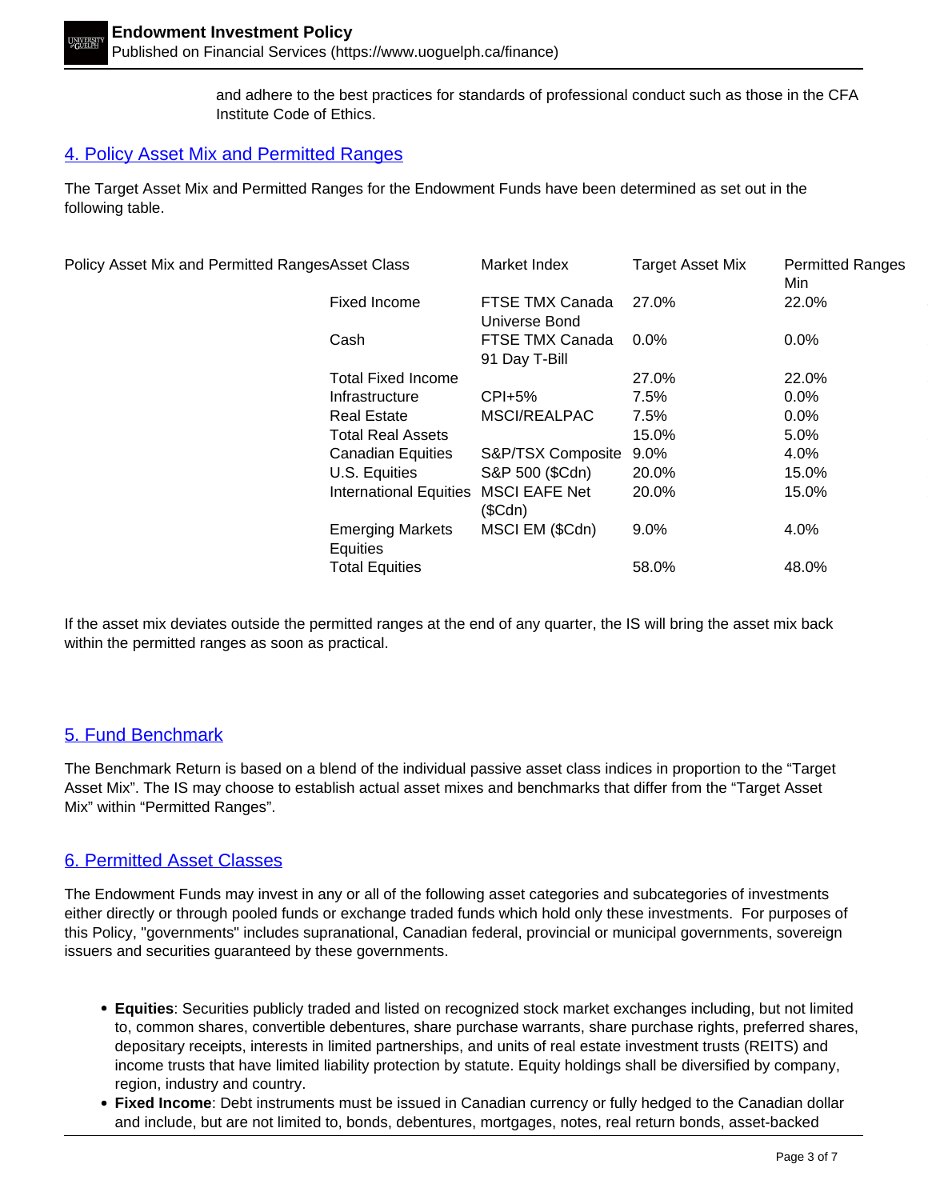and adhere to the best practices for standards of professional conduct such as those in the CFA Institute Code of Ethics.

## 4. Policy Asset Mix and Permitted Ranges

The Target Asset Mix and Permitted Ranges for the Endowment Funds have been determined as set out in the following table.

| Policy Asset Mix and Permitted Ranges | Asset Class | Market Index | Target Asset Mix | Permitted Ranges Min |
|---|---|---|---|---|
| | Fixed Income | FTSE TMX Canada Universe Bond | 27.0% | 22.0% |
| | Cash | FTSE TMX Canada 91 Day T-Bill | 0.0% | 0.0% |
| | Total Fixed Income | | 27.0% | 22.0% |
| | Infrastructure | CPI+5% | 7.5% | 0.0% |
| | Real Estate | MSCI/REALPAC | 7.5% | 0.0% |
| | Total Real Assets | | 15.0% | 5.0% |
| | Canadian Equities | S&P/TSX Composite | 9.0% | 4.0% |
| | U.S. Equities | S&P 500 ($Cdn) | 20.0% | 15.0% |
| | International Equities | MSCI EAFE Net ($Cdn) | 20.0% | 15.0% |
| | Emerging Markets Equities | MSCI EM ($Cdn) | 9.0% | 4.0% |
| | Total Equities | | 58.0% | 48.0% |

If the asset mix deviates outside the permitted ranges at the end of any quarter, the IS will bring the asset mix back within the permitted ranges as soon as practical.

## 5. Fund Benchmark

The Benchmark Return is based on a blend of the individual passive asset class indices in proportion to the "Target Asset Mix". The IS may choose to establish actual asset mixes and benchmarks that differ from the "Target Asset Mix" within "Permitted Ranges".

## 6. Permitted Asset Classes

The Endowment Funds may invest in any or all of the following asset categories and subcategories of investments either directly or through pooled funds or exchange traded funds which hold only these investments. For purposes of this Policy, "governments" includes supranational, Canadian federal, provincial or municipal governments, sovereign issuers and securities guaranteed by these governments.

- **Equities**: Securities publicly traded and listed on recognized stock market exchanges including, but not limited to, common shares, convertible debentures, share purchase warrants, share purchase rights, preferred shares, depositary receipts, interests in limited partnerships, and units of real estate investment trusts (REITS) and income trusts that have limited liability protection by statute. Equity holdings shall be diversified by company, region, industry and country.
- **Fixed Income**: Debt instruments must be issued in Canadian currency or fully hedged to the Canadian dollar and include, but are not limited to, bonds, debentures, mortgages, notes, real return bonds, asset-backed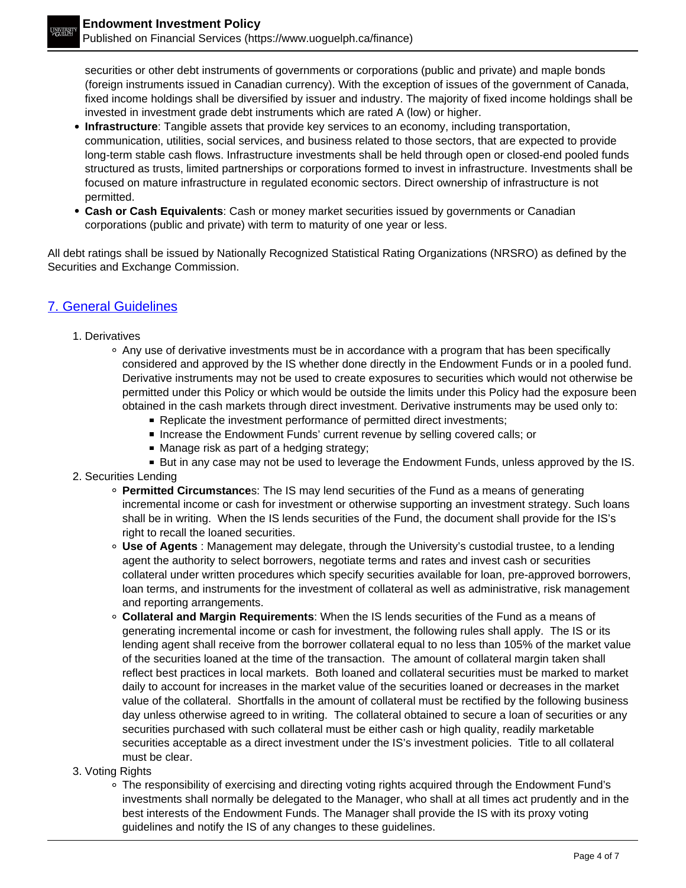securities or other debt instruments of governments or corporations (public and private) and maple bonds (foreign instruments issued in Canadian currency). With the exception of issues of the government of Canada, fixed income holdings shall be diversified by issuer and industry. The majority of fixed income holdings shall be invested in investment grade debt instruments which are rated A (low) or higher.

- **Infrastructure**: Tangible assets that provide key services to an economy, including transportation, communication, utilities, social services, and business related to those sectors, that are expected to provide long-term stable cash flows. Infrastructure investments shall be held through open or closed-end pooled funds structured as trusts, limited partnerships or corporations formed to invest in infrastructure. Investments shall be focused on mature infrastructure in regulated economic sectors. Direct ownership of infrastructure is not permitted.
- **Cash or Cash Equivalents**: Cash or money market securities issued by governments or Canadian corporations (public and private) with term to maturity of one year or less.

All debt ratings shall be issued by Nationally Recognized Statistical Rating Organizations (NRSRO) as defined by the Securities and Exchange Commission.

## 7. General Guidelines

1. Derivatives
    - Any use of derivative investments must be in accordance with a program that has been specifically considered and approved by the IS whether done directly in the Endowment Funds or in a pooled fund. Derivative instruments may not be used to create exposures to securities which would not otherwise be permitted under this Policy or which would be outside the limits under this Policy had the exposure been obtained in the cash markets through direct investment. Derivative instruments may be used only to:
        - Replicate the investment performance of permitted direct investments;
        - Increase the Endowment Funds' current revenue by selling covered calls; or
        - Manage risk as part of a hedging strategy;
        - But in any case may not be used to leverage the Endowment Funds, unless approved by the IS.
2. Securities Lending
    - **Permitted Circumstance**s: The IS may lend securities of the Fund as a means of generating incremental income or cash for investment or otherwise supporting an investment strategy. Such loans shall be in writing. When the IS lends securities of the Fund, the document shall provide for the IS's right to recall the loaned securities.
    - **Use of Agents** : Management may delegate, through the University's custodial trustee, to a lending agent the authority to select borrowers, negotiate terms and rates and invest cash or securities collateral under written procedures which specify securities available for loan, pre-approved borrowers, loan terms, and instruments for the investment of collateral as well as administrative, risk management and reporting arrangements.
    - **Collateral and Margin Requirements**: When the IS lends securities of the Fund as a means of generating incremental income or cash for investment, the following rules shall apply. The IS or its lending agent shall receive from the borrower collateral equal to no less than 105% of the market value of the securities loaned at the time of the transaction. The amount of collateral margin taken shall reflect best practices in local markets. Both loaned and collateral securities must be marked to market daily to account for increases in the market value of the securities loaned or decreases in the market value of the collateral. Shortfalls in the amount of collateral must be rectified by the following business day unless otherwise agreed to in writing. The collateral obtained to secure a loan of securities or any securities purchased with such collateral must be either cash or high quality, readily marketable securities acceptable as a direct investment under the IS's investment policies. Title to all collateral must be clear.
3. Voting Rights
    - The responsibility of exercising and directing voting rights acquired through the Endowment Fund's investments shall normally be delegated to the Manager, who shall at all times act prudently and in the best interests of the Endowment Funds. The Manager shall provide the IS with its proxy voting guidelines and notify the IS of any changes to these guidelines.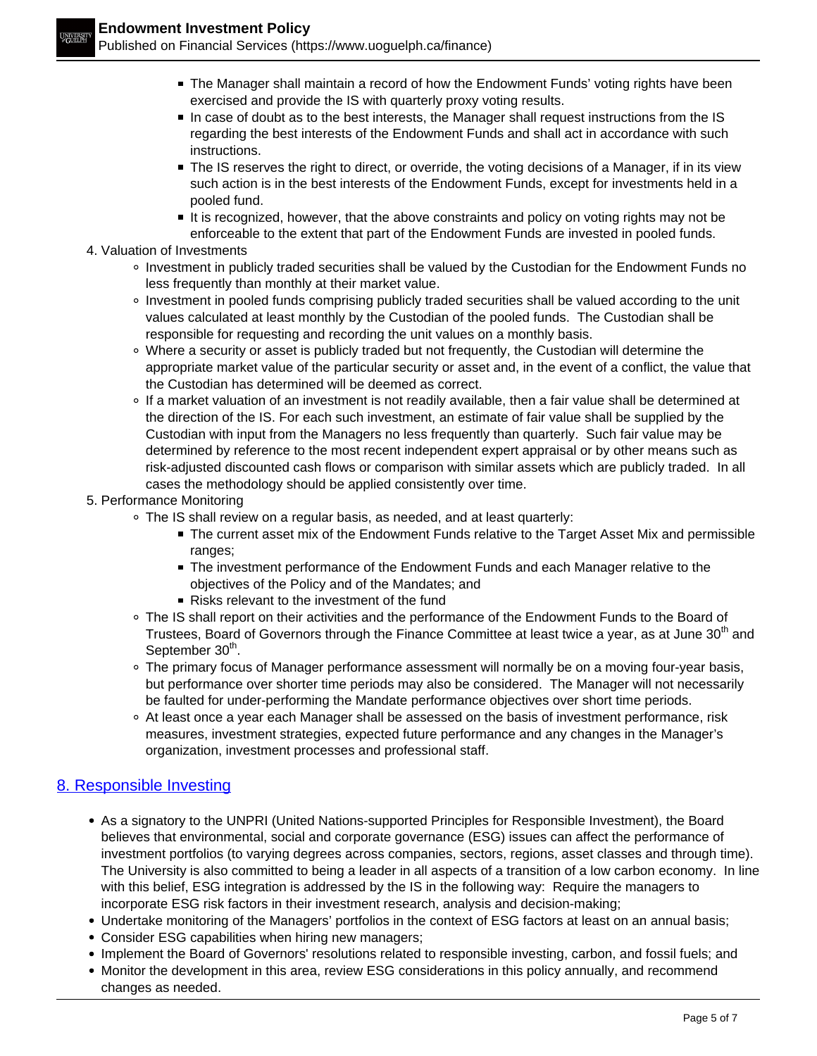- The Manager shall maintain a record of how the Endowment Funds' voting rights have been exercised and provide the IS with quarterly proxy voting results.
- In case of doubt as to the best interests, the Manager shall request instructions from the IS regarding the best interests of the Endowment Funds and shall act in accordance with such instructions.
- The IS reserves the right to direct, or override, the voting decisions of a Manager, if in its view such action is in the best interests of the Endowment Funds, except for investments held in a pooled fund.
- It is recognized, however, that the above constraints and policy on voting rights may not be enforceable to the extent that part of the Endowment Funds are invested in pooled funds.

4. Valuation of Investments
    - Investment in publicly traded securities shall be valued by the Custodian for the Endowment Funds no less frequently than monthly at their market value.
    - Investment in pooled funds comprising publicly traded securities shall be valued according to the unit values calculated at least monthly by the Custodian of the pooled funds. The Custodian shall be responsible for requesting and recording the unit values on a monthly basis.
    - Where a security or asset is publicly traded but not frequently, the Custodian will determine the appropriate market value of the particular security or asset and, in the event of a conflict, the value that the Custodian has determined will be deemed as correct.
    - If a market valuation of an investment is not readily available, then a fair value shall be determined at the direction of the IS. For each such investment, an estimate of fair value shall be supplied by the Custodian with input from the Managers no less frequently than quarterly. Such fair value may be determined by reference to the most recent independent expert appraisal or by other means such as risk-adjusted discounted cash flows or comparison with similar assets which are publicly traded. In all cases the methodology should be applied consistently over time.
5. Performance Monitoring
    - The IS shall review on a regular basis, as needed, and at least quarterly:
        - The current asset mix of the Endowment Funds relative to the Target Asset Mix and permissible ranges;
        - The investment performance of the Endowment Funds and each Manager relative to the objectives of the Policy and of the Mandates; and
        - Risks relevant to the investment of the fund
    - The IS shall report on their activities and the performance of the Endowment Funds to the Board of Trustees, Board of Governors through the Finance Committee at least twice a year, as at June 30th and September 30th.
    - The primary focus of Manager performance assessment will normally be on a moving four-year basis, but performance over shorter time periods may also be considered. The Manager will not necessarily be faulted for under-performing the Mandate performance objectives over short time periods.
    - At least once a year each Manager shall be assessed on the basis of investment performance, risk measures, investment strategies, expected future performance and any changes in the Manager's organization, investment processes and professional staff.

## 8. Responsible Investing

- As a signatory to the UNPRI (United Nations-supported Principles for Responsible Investment), the Board believes that environmental, social and corporate governance (ESG) issues can affect the performance of investment portfolios (to varying degrees across companies, sectors, regions, asset classes and through time). The University is also committed to being a leader in all aspects of a transition of a low carbon economy. In line with this belief, ESG integration is addressed by the IS in the following way: Require the managers to incorporate ESG risk factors in their investment research, analysis and decision-making;
- Undertake monitoring of the Managers' portfolios in the context of ESG factors at least on an annual basis;
- Consider ESG capabilities when hiring new managers;
- Implement the Board of Governors' resolutions related to responsible investing, carbon, and fossil fuels; and
- Monitor the development in this area, review ESG considerations in this policy annually, and recommend changes as needed.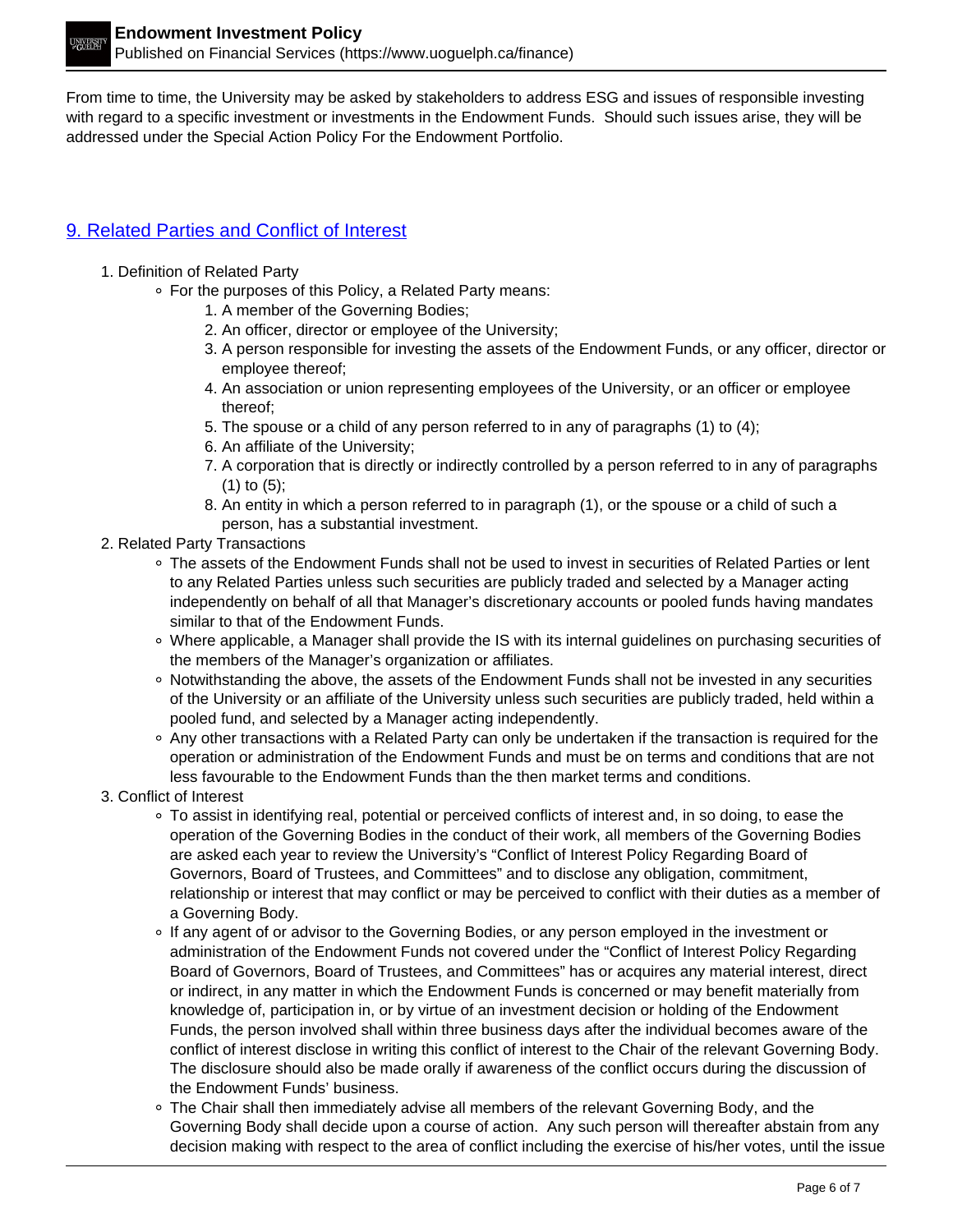From time to time, the University may be asked by stakeholders to address ESG and issues of responsible investing with regard to a specific investment or investments in the Endowment Funds. Should such issues arise, they will be addressed under the Special Action Policy For the Endowment Portfolio.

## 9. Related Parties and Conflict of Interest

1. Definition of Related Party
   - For the purposes of this Policy, a Related Party means:
     1. A member of the Governing Bodies;
     2. An officer, director or employee of the University;
     3. A person responsible for investing the assets of the Endowment Funds, or any officer, director or employee thereof;
     4. An association or union representing employees of the University, or an officer or employee thereof;
     5. The spouse or a child of any person referred to in any of paragraphs (1) to (4);
     6. An affiliate of the University;
     7. A corporation that is directly or indirectly controlled by a person referred to in any of paragraphs (1) to (5);
     8. An entity in which a person referred to in paragraph (1), or the spouse or a child of such a person, has a substantial investment.
2. Related Party Transactions
   - The assets of the Endowment Funds shall not be used to invest in securities of Related Parties or lent to any Related Parties unless such securities are publicly traded and selected by a Manager acting independently on behalf of all that Manager's discretionary accounts or pooled funds having mandates similar to that of the Endowment Funds.
   - Where applicable, a Manager shall provide the IS with its internal guidelines on purchasing securities of the members of the Manager's organization or affiliates.
   - Notwithstanding the above, the assets of the Endowment Funds shall not be invested in any securities of the University or an affiliate of the University unless such securities are publicly traded, held within a pooled fund, and selected by a Manager acting independently.
   - Any other transactions with a Related Party can only be undertaken if the transaction is required for the operation or administration of the Endowment Funds and must be on terms and conditions that are not less favourable to the Endowment Funds than the then market terms and conditions.
3. Conflict of Interest
   - To assist in identifying real, potential or perceived conflicts of interest and, in so doing, to ease the operation of the Governing Bodies in the conduct of their work, all members of the Governing Bodies are asked each year to review the University's "Conflict of Interest Policy Regarding Board of Governors, Board of Trustees, and Committees" and to disclose any obligation, commitment, relationship or interest that may conflict or may be perceived to conflict with their duties as a member of a Governing Body.
   - If any agent of or advisor to the Governing Bodies, or any person employed in the investment or administration of the Endowment Funds not covered under the "Conflict of Interest Policy Regarding Board of Governors, Board of Trustees, and Committees" has or acquires any material interest, direct or indirect, in any matter in which the Endowment Funds is concerned or may benefit materially from knowledge of, participation in, or by virtue of an investment decision or holding of the Endowment Funds, the person involved shall within three business days after the individual becomes aware of the conflict of interest disclose in writing this conflict of interest to the Chair of the relevant Governing Body. The disclosure should also be made orally if awareness of the conflict occurs during the discussion of the Endowment Funds' business.
   - The Chair shall then immediately advise all members of the relevant Governing Body, and the Governing Body shall decide upon a course of action. Any such person will thereafter abstain from any decision making with respect to the area of conflict including the exercise of his/her votes, until the issue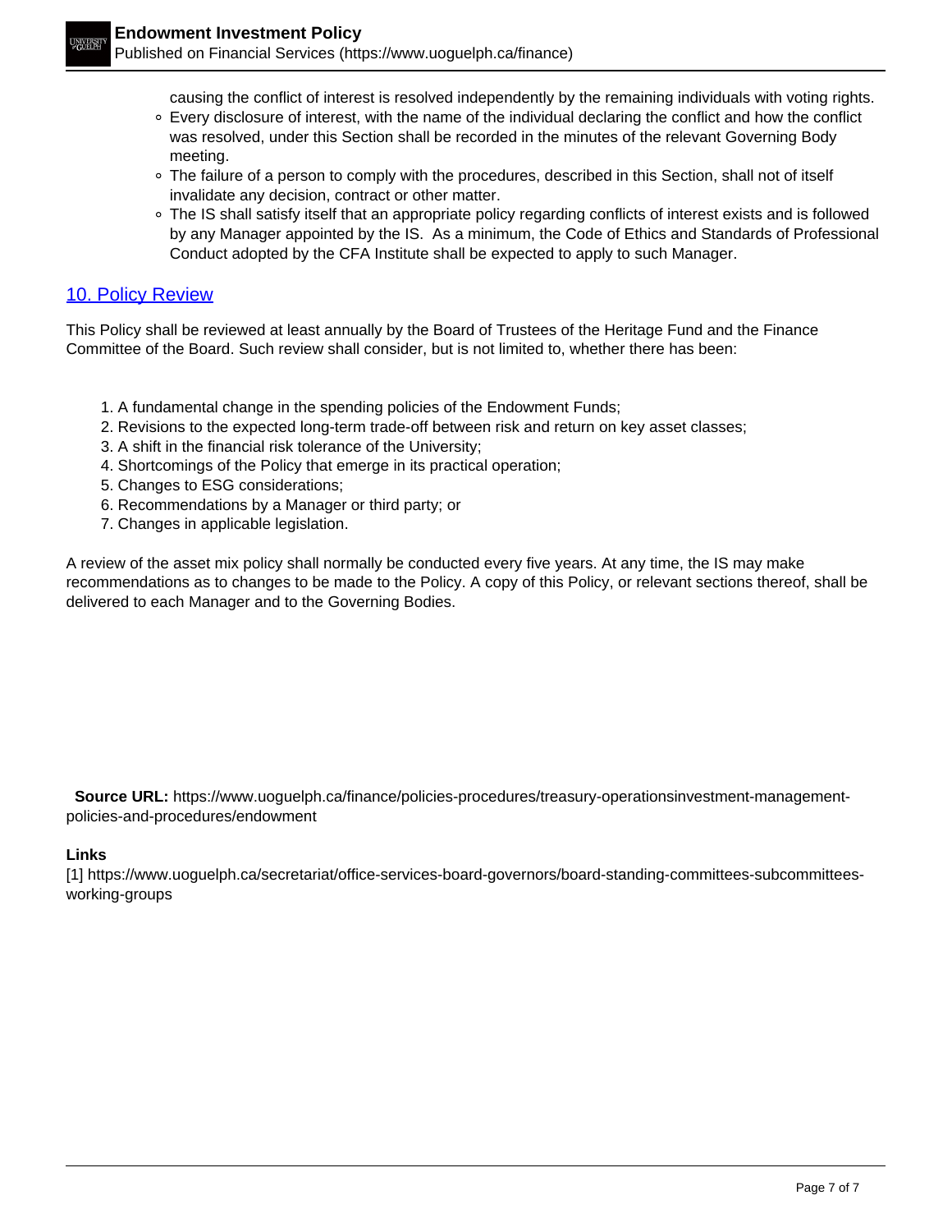causing the conflict of interest is resolved independently by the remaining individuals with voting rights.

  - Every disclosure of interest, with the name of the individual declaring the conflict and how the conflict was resolved, under this Section shall be recorded in the minutes of the relevant Governing Body meeting.
  - The failure of a person to comply with the procedures, described in this Section, shall not of itself invalidate any decision, contract or other matter.
  - The IS shall satisfy itself that an appropriate policy regarding conflicts of interest exists and is followed by any Manager appointed by the IS. As a minimum, the Code of Ethics and Standards of Professional Conduct adopted by the CFA Institute shall be expected to apply to such Manager.

## 10. Policy Review

This Policy shall be reviewed at least annually by the Board of Trustees of the Heritage Fund and the Finance Committee of the Board. Such review shall consider, but is not limited to, whether there has been:

1. A fundamental change in the spending policies of the Endowment Funds;
2. Revisions to the expected long-term trade-off between risk and return on key asset classes;
3. A shift in the financial risk tolerance of the University;
4. Shortcomings of the Policy that emerge in its practical operation;
5. Changes to ESG considerations;
6. Recommendations by a Manager or third party; or
7. Changes in applicable legislation.

A review of the asset mix policy shall normally be conducted every five years. At any time, the IS may make recommendations as to changes to be made to the Policy. A copy of this Policy, or relevant sections thereof, shall be delivered to each Manager and to the Governing Bodies.

**Source URL:** https://www.uoguelph.ca/finance/policies-procedures/treasury-operationsinvestment-management-policies-and-procedures/endowment

**Links**

[1] https://www.uoguelph.ca/secretariat/office-services-board-governors/board-standing-committees-subcommittees-working-groups